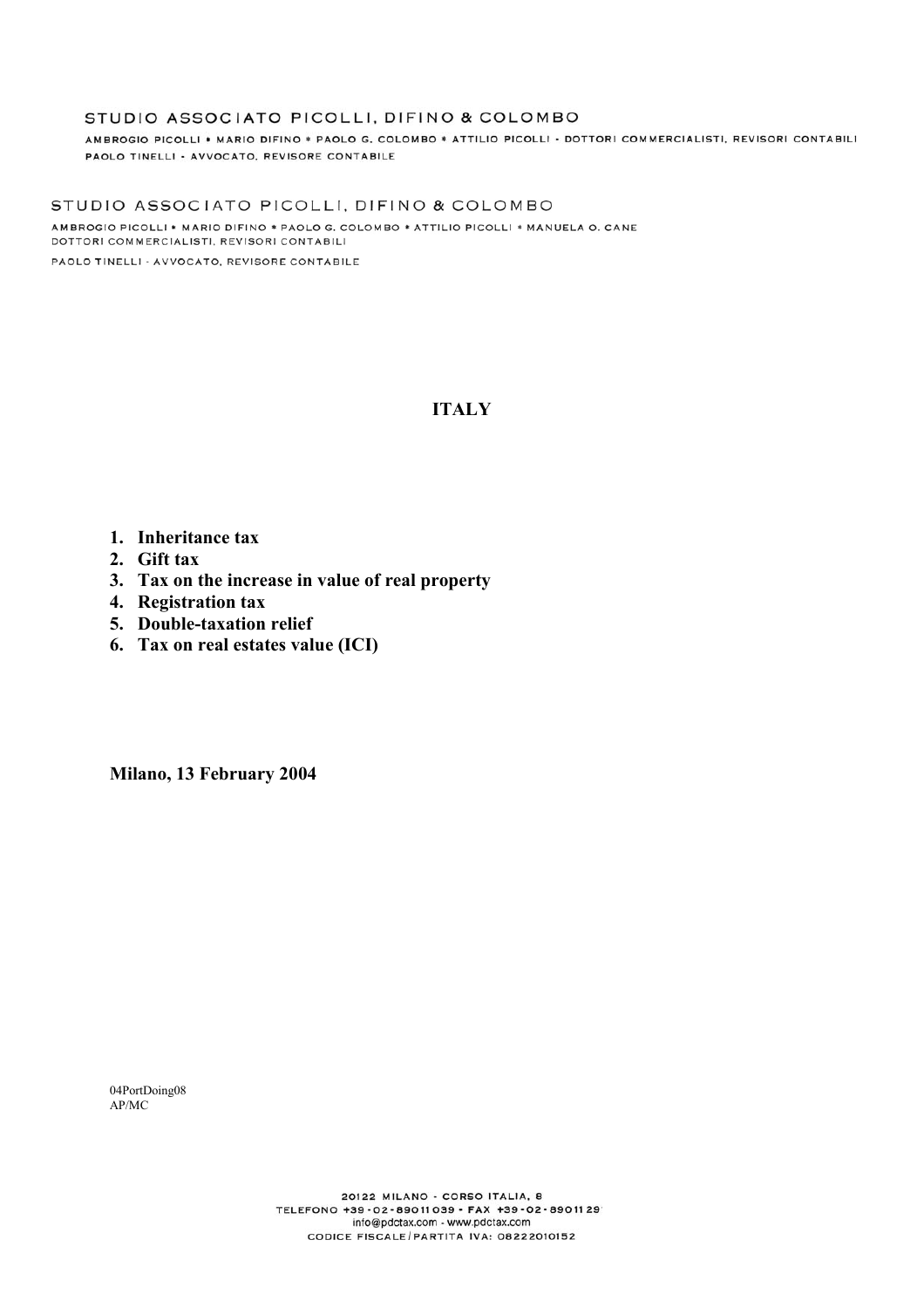STUDIO ASSOCIATO PICOLLI, DIFINO & COLOMBO

AMBROGIO PICOLLI * MARIO DIFINO * PAOLO G. COLOMBO * ATTILIO PICOLLI - DOTTORI COMMERCIALISTI, REVISORI CONTABILI
PAOLO TINELLI - AVVOCATO, REVISORE CONTABILE

STUDIO ASSOCIATO PICOLLI, DIFINO & COLOMBO

AMBROGIO PICOLLI * MARIO DIFINO * PAOLO G. COLOMBO * ATTILIO PICOLLI * MANUELA O. CANE
DOTTORI COMMERCIALISTI, REVISORI CONTABILI
PAOLO TINELLI - AVVOCATO, REVISORE CONTABILE

# ITALY

1. **Inheritance tax**
2. **Gift tax**
3. **Tax on the increase in value of real property**
4. **Registration tax**
5. **Double-taxation relief**
6. **Tax on real estates value (ICI)**

**Milano, 13 February 2004**

04PortDoing08
AP/MC

20122 MILANO - CORSO ITALIA, 8
TELEFONO +39-02-89011039 - FAX +39-02-8901129
info@pdctax.com - www.pdctax.com
CODICE FISCALE/PARTITA IVA: 08222010152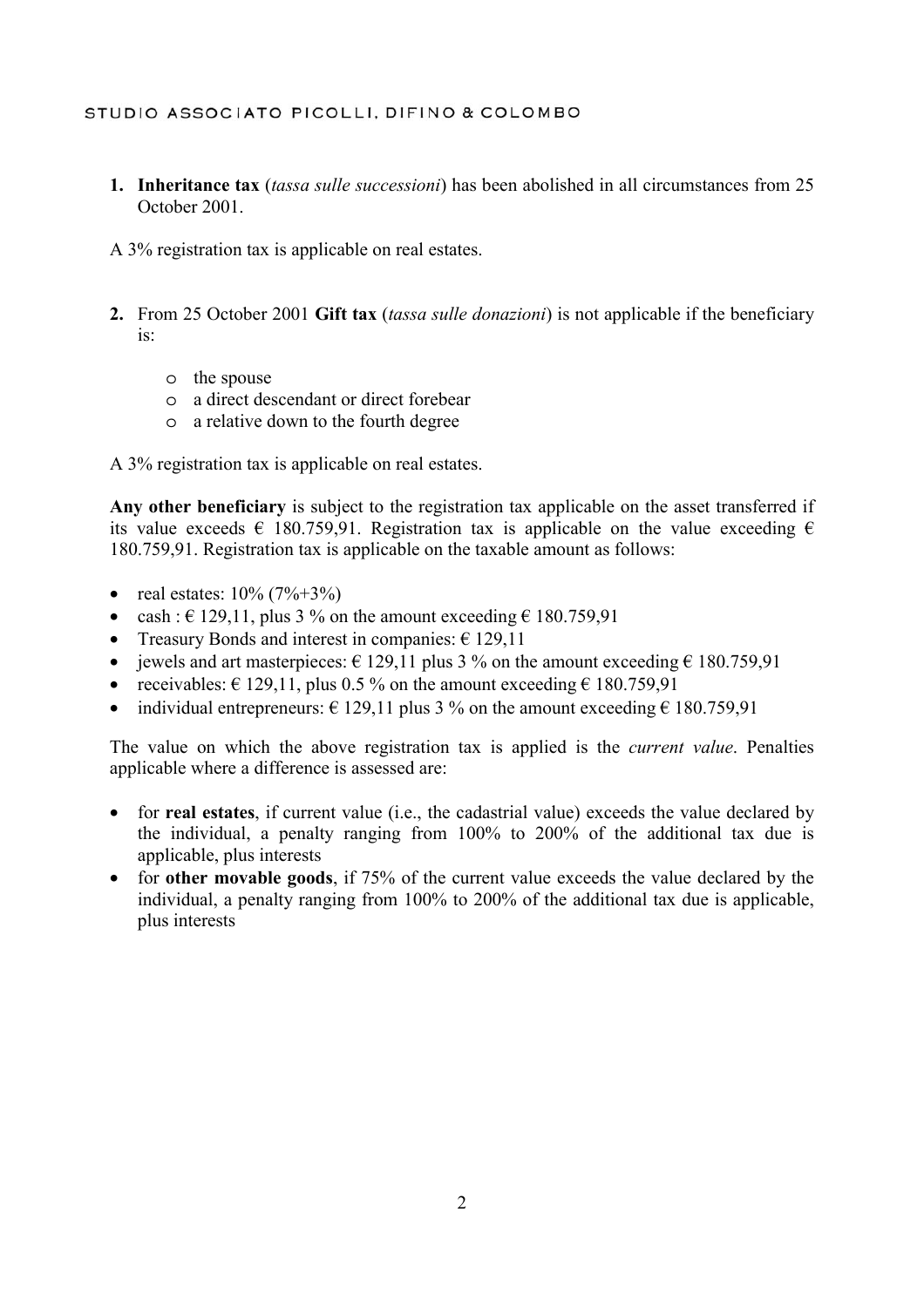1. **Inheritance tax** (*tassa sulle successioni*) has been abolished in all circumstances from 25 October 2001.

A 3% registration tax is applicable on real estates.

2. From 25 October 2001 **Gift tax** (*tassa sulle donazioni*) is not applicable if the beneficiary is:

   - the spouse
   - a direct descendant or direct forebear
   - a relative down to the fourth degree

A 3% registration tax is applicable on real estates.

**Any other beneficiary** is subject to the registration tax applicable on the asset transferred if its value exceeds € 180.759,91. Registration tax is applicable on the value exceeding € 180.759,91. Registration tax is applicable on the taxable amount as follows:

- real estates: 10% (7%+3%)
- cash : € 129,11, plus 3 % on the amount exceeding € 180.759,91
- Treasury Bonds and interest in companies: € 129,11
- jewels and art masterpieces: € 129,11 plus 3 % on the amount exceeding € 180.759,91
- receivables: € 129,11, plus 0.5 % on the amount exceeding € 180.759,91
- individual entrepreneurs: € 129,11 plus 3 % on the amount exceeding € 180.759,91

The value on which the above registration tax is applied is the *current value*. Penalties applicable where a difference is assessed are:

- for **real estates**, if current value (i.e., the cadastrial value) exceeds the value declared by the individual, a penalty ranging from 100% to 200% of the additional tax due is applicable, plus interests
- for **other movable goods**, if 75% of the current value exceeds the value declared by the individual, a penalty ranging from 100% to 200% of the additional tax due is applicable, plus interests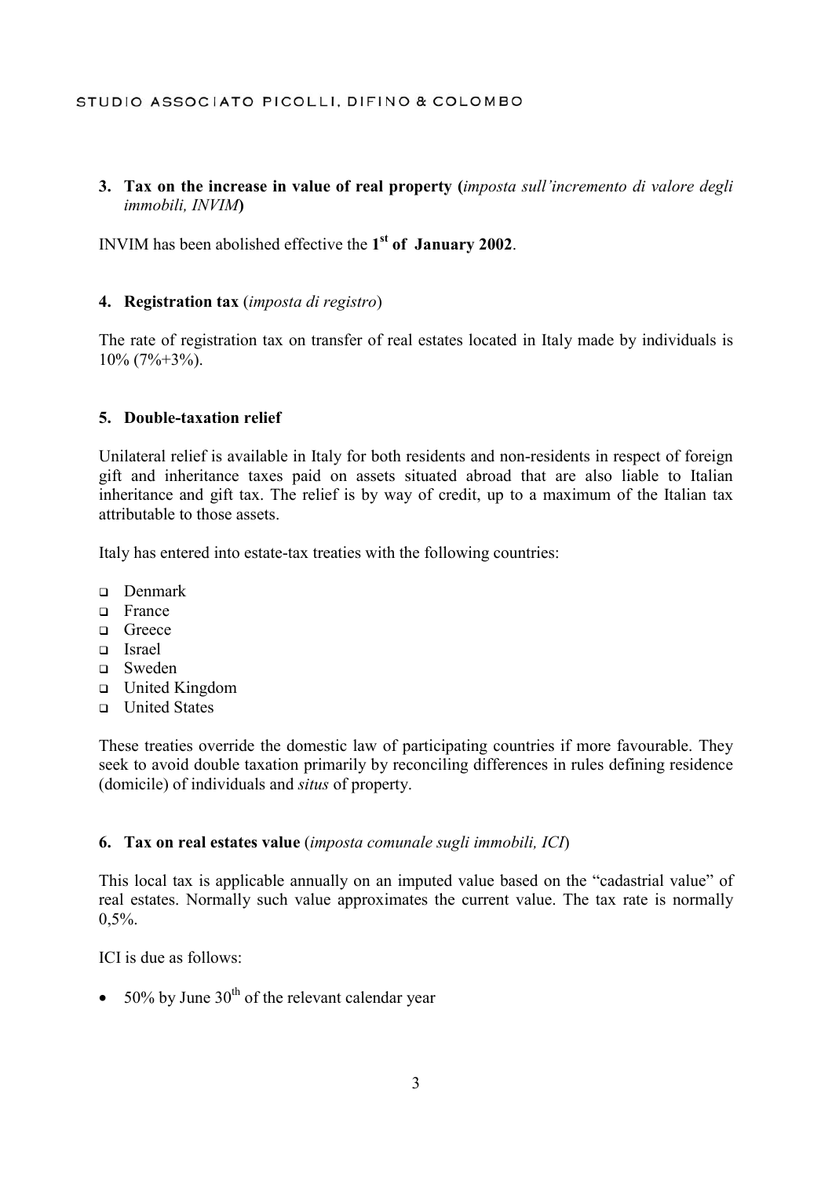**3. Tax on the increase in value of real property (*imposta sull'incremento di valore degli immobili, INVIM*)**

INVIM has been abolished effective the **1st of January 2002**.

**4. Registration tax** (*imposta di registro*)

The rate of registration tax on transfer of real estates located in Italy made by individuals is 10% (7%+3%).

**5. Double-taxation relief**

Unilateral relief is available in Italy for both residents and non-residents in respect of foreign gift and inheritance taxes paid on assets situated abroad that are also liable to Italian inheritance and gift tax. The relief is by way of credit, up to a maximum of the Italian tax attributable to those assets.

Italy has entered into estate-tax treaties with the following countries:

- Denmark
- France
- Greece
- Israel
- Sweden
- United Kingdom
- United States

These treaties override the domestic law of participating countries if more favourable. They seek to avoid double taxation primarily by reconciling differences in rules defining residence (domicile) of individuals and *situs* of property.

**6. Tax on real estates value** (*imposta comunale sugli immobili, ICI*)

This local tax is applicable annually on an imputed value based on the "cadastrial value" of real estates. Normally such value approximates the current value. The tax rate is normally 0,5%.

ICI is due as follows:

- 50% by June 30th of the relevant calendar year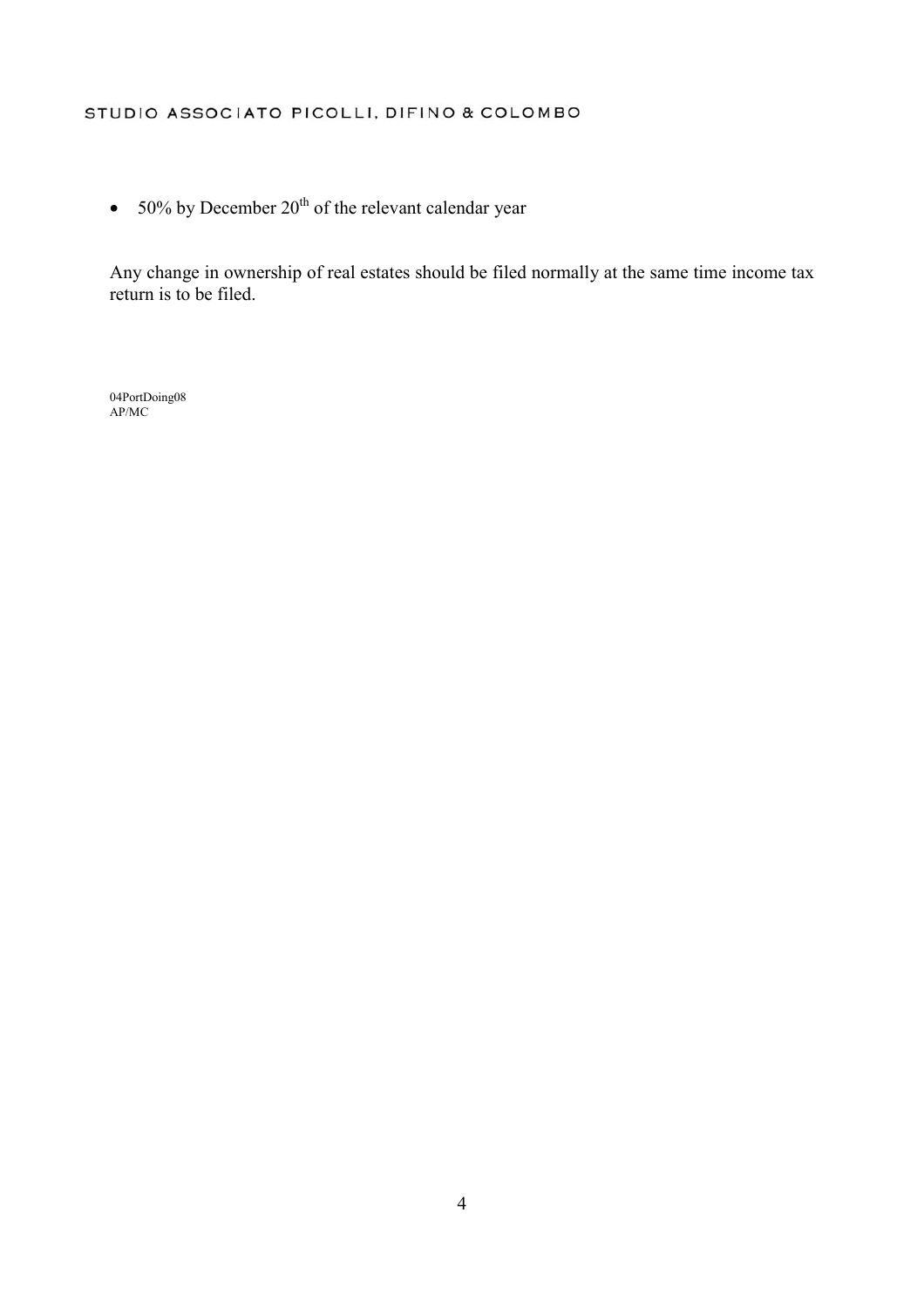- 50% by December 20th of the relevant calendar year

Any change in ownership of real estates should be filed normally at the same time income tax return is to be filed.

04PortDoing08
AP/MC